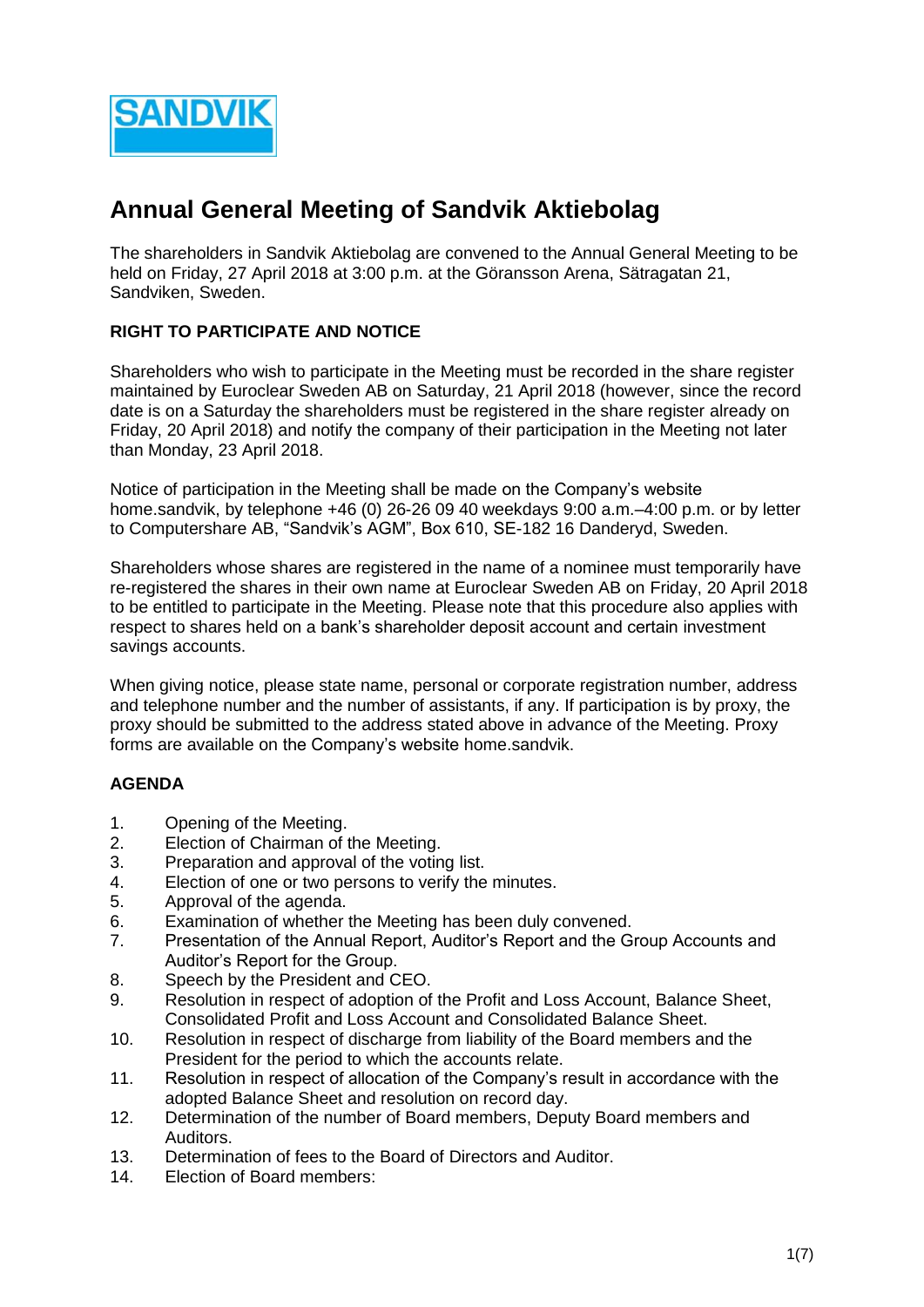# Annual General Meeting of Sandvik Aktiebolag

The shareholders in Sandvik Aktiebolag are convened to the Annual General Meeting to be held on Friday, 27 April 2018 at 3:00 p.m. at the Göransson Arena, Sätragatan 21, Sandviken, Sweden.

## RIGHT TO PARTICIPATE AND NOTICE

Shareholders who wish to participate in the Meeting must be recorded in the share register maintained by Euroclear Sweden AB on Saturday, 21 April 2018 (however, since the record date is on a Saturday the shareholders must be registered in the share register already on Friday, 20 April 2018) and notify the company of their participation in the Meeting not later than Monday, 23 April 2018.

Notice of participation in the Meeting shall be made on the Company's website home.sandvik, by telephone +46 (0) 26-26 09 40 weekdays 9:00 a.m.–4:00 p.m. or by letter to Computershare AB, "Sandvik's AGM", Box 610, SE-182 16 Danderyd, Sweden.

Shareholders whose shares are registered in the name of a nominee must temporarily have re-registered the shares in their own name at Euroclear Sweden AB on Friday, 20 April 2018 to be entitled to participate in the Meeting. Please note that this procedure also applies with respect to shares held on a bank's shareholder deposit account and certain investment savings accounts.

When giving notice, please state name, personal or corporate registration number, address and telephone number and the number of assistants, if any. If participation is by proxy, the proxy should be submitted to the address stated above in advance of the Meeting. Proxy forms are available on the Company's website home.sandvik.

## AGENDA

1. Opening of the Meeting.
2. Election of Chairman of the Meeting.
3. Preparation and approval of the voting list.
4. Election of one or two persons to verify the minutes.
5. Approval of the agenda.
6. Examination of whether the Meeting has been duly convened.
7. Presentation of the Annual Report, Auditor's Report and the Group Accounts and Auditor's Report for the Group.
8. Speech by the President and CEO.
9. Resolution in respect of adoption of the Profit and Loss Account, Balance Sheet, Consolidated Profit and Loss Account and Consolidated Balance Sheet.
10. Resolution in respect of discharge from liability of the Board members and the President for the period to which the accounts relate.
11. Resolution in respect of allocation of the Company's result in accordance with the adopted Balance Sheet and resolution on record day.
12. Determination of the number of Board members, Deputy Board members and Auditors.
13. Determination of fees to the Board of Directors and Auditor.
14. Election of Board members: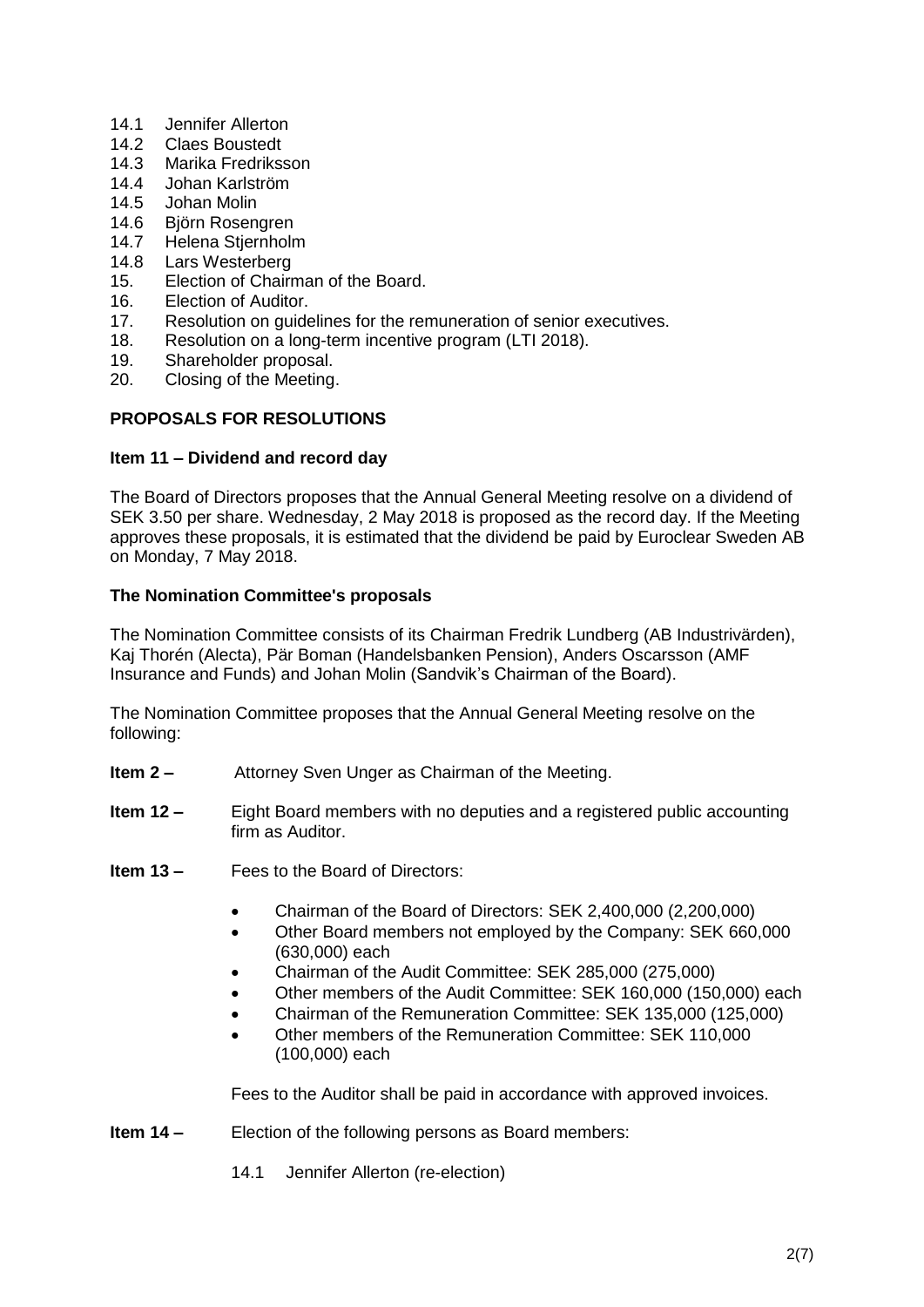14.1 Jennifer Allerton
14.2 Claes Boustedt
14.3 Marika Fredriksson
14.4 Johan Karlström
14.5 Johan Molin
14.6 Björn Rosengren
14.7 Helena Stjernholm
14.8 Lars Westerberg
15. Election of Chairman of the Board.
16. Election of Auditor.
17. Resolution on guidelines for the remuneration of senior executives.
18. Resolution on a long-term incentive program (LTI 2018).
19. Shareholder proposal.
20. Closing of the Meeting.

**PROPOSALS FOR RESOLUTIONS**

**Item 11 – Dividend and record day**

The Board of Directors proposes that the Annual General Meeting resolve on a dividend of SEK 3.50 per share. Wednesday, 2 May 2018 is proposed as the record day. If the Meeting approves these proposals, it is estimated that the dividend be paid by Euroclear Sweden AB on Monday, 7 May 2018.

**The Nomination Committee's proposals**

The Nomination Committee consists of its Chairman Fredrik Lundberg (AB Industrivärden), Kaj Thorén (Alecta), Pär Boman (Handelsbanken Pension), Anders Oscarsson (AMF Insurance and Funds) and Johan Molin (Sandvik's Chairman of the Board).

The Nomination Committee proposes that the Annual General Meeting resolve on the following:

**Item 2 –** Attorney Sven Unger as Chairman of the Meeting.

**Item 12 –** Eight Board members with no deputies and a registered public accounting firm as Auditor.

**Item 13 –** Fees to the Board of Directors:

- Chairman of the Board of Directors: SEK 2,400,000 (2,200,000)
- Other Board members not employed by the Company: SEK 660,000 (630,000) each
- Chairman of the Audit Committee: SEK 285,000 (275,000)
- Other members of the Audit Committee: SEK 160,000 (150,000) each
- Chairman of the Remuneration Committee: SEK 135,000 (125,000)
- Other members of the Remuneration Committee: SEK 110,000 (100,000) each

Fees to the Auditor shall be paid in accordance with approved invoices.

**Item 14 –** Election of the following persons as Board members:

14.1 Jennifer Allerton (re-election)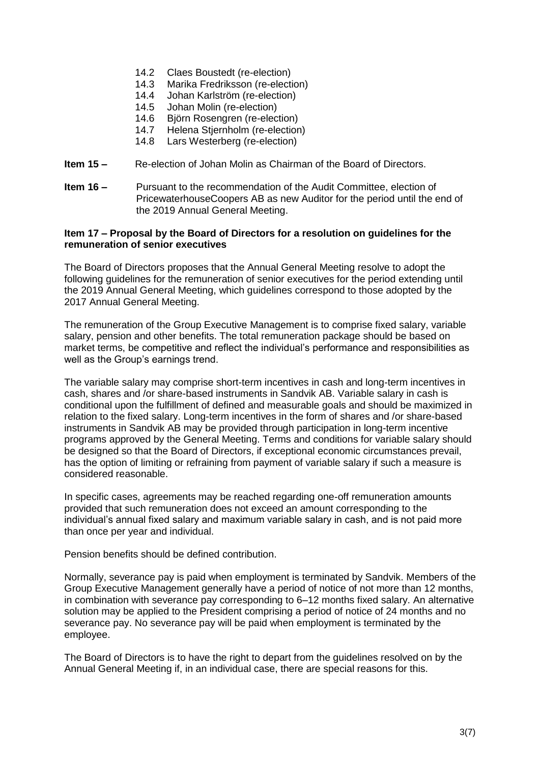14.2 Claes Boustedt (re-election)
14.3 Marika Fredriksson (re-election)
14.4 Johan Karlström (re-election)
14.5 Johan Molin (re-election)
14.6 Björn Rosengren (re-election)
14.7 Helena Stjernholm (re-election)
14.8 Lars Westerberg (re-election)

**Item 15 –** Re-election of Johan Molin as Chairman of the Board of Directors.

**Item 16 –** Pursuant to the recommendation of the Audit Committee, election of PricewaterhouseCoopers AB as new Auditor for the period until the end of the 2019 Annual General Meeting.

**Item 17 – Proposal by the Board of Directors for a resolution on guidelines for the remuneration of senior executives**

The Board of Directors proposes that the Annual General Meeting resolve to adopt the following guidelines for the remuneration of senior executives for the period extending until the 2019 Annual General Meeting, which guidelines correspond to those adopted by the 2017 Annual General Meeting.

The remuneration of the Group Executive Management is to comprise fixed salary, variable salary, pension and other benefits. The total remuneration package should be based on market terms, be competitive and reflect the individual's performance and responsibilities as well as the Group's earnings trend.

The variable salary may comprise short-term incentives in cash and long-term incentives in cash, shares and /or share-based instruments in Sandvik AB. Variable salary in cash is conditional upon the fulfillment of defined and measurable goals and should be maximized in relation to the fixed salary. Long-term incentives in the form of shares and /or share-based instruments in Sandvik AB may be provided through participation in long-term incentive programs approved by the General Meeting. Terms and conditions for variable salary should be designed so that the Board of Directors, if exceptional economic circumstances prevail, has the option of limiting or refraining from payment of variable salary if such a measure is considered reasonable.

In specific cases, agreements may be reached regarding one-off remuneration amounts provided that such remuneration does not exceed an amount corresponding to the individual's annual fixed salary and maximum variable salary in cash, and is not paid more than once per year and individual.

Pension benefits should be defined contribution.

Normally, severance pay is paid when employment is terminated by Sandvik. Members of the Group Executive Management generally have a period of notice of not more than 12 months, in combination with severance pay corresponding to 6–12 months fixed salary. An alternative solution may be applied to the President comprising a period of notice of 24 months and no severance pay. No severance pay will be paid when employment is terminated by the employee.

The Board of Directors is to have the right to depart from the guidelines resolved on by the Annual General Meeting if, in an individual case, there are special reasons for this.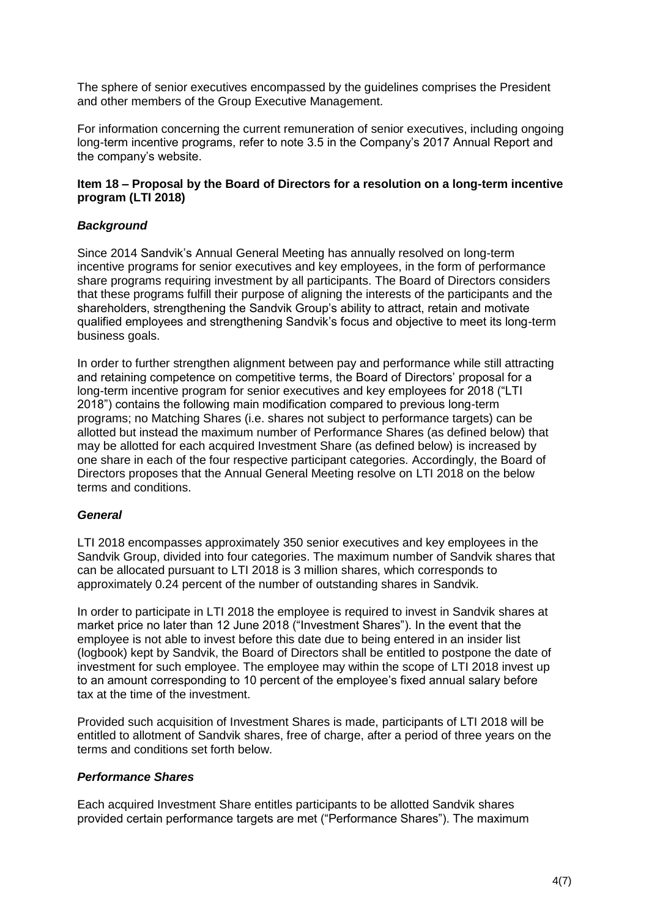The sphere of senior executives encompassed by the guidelines comprises the President and other members of the Group Executive Management.

For information concerning the current remuneration of senior executives, including ongoing long-term incentive programs, refer to note 3.5 in the Company's 2017 Annual Report and the company's website.

**Item 18 – Proposal by the Board of Directors for a resolution on a long-term incentive program (LTI 2018)**

***Background***

Since 2014 Sandvik's Annual General Meeting has annually resolved on long-term incentive programs for senior executives and key employees, in the form of performance share programs requiring investment by all participants. The Board of Directors considers that these programs fulfill their purpose of aligning the interests of the participants and the shareholders, strengthening the Sandvik Group's ability to attract, retain and motivate qualified employees and strengthening Sandvik's focus and objective to meet its long-term business goals.

In order to further strengthen alignment between pay and performance while still attracting and retaining competence on competitive terms, the Board of Directors' proposal for a long-term incentive program for senior executives and key employees for 2018 ("LTI 2018") contains the following main modification compared to previous long-term programs; no Matching Shares (i.e. shares not subject to performance targets) can be allotted but instead the maximum number of Performance Shares (as defined below) that may be allotted for each acquired Investment Share (as defined below) is increased by one share in each of the four respective participant categories. Accordingly, the Board of Directors proposes that the Annual General Meeting resolve on LTI 2018 on the below terms and conditions.

***General***

LTI 2018 encompasses approximately 350 senior executives and key employees in the Sandvik Group, divided into four categories. The maximum number of Sandvik shares that can be allocated pursuant to LTI 2018 is 3 million shares, which corresponds to approximately 0.24 percent of the number of outstanding shares in Sandvik.

In order to participate in LTI 2018 the employee is required to invest in Sandvik shares at market price no later than 12 June 2018 ("Investment Shares"). In the event that the employee is not able to invest before this date due to being entered in an insider list (logbook) kept by Sandvik, the Board of Directors shall be entitled to postpone the date of investment for such employee. The employee may within the scope of LTI 2018 invest up to an amount corresponding to 10 percent of the employee's fixed annual salary before tax at the time of the investment.

Provided such acquisition of Investment Shares is made, participants of LTI 2018 will be entitled to allotment of Sandvik shares, free of charge, after a period of three years on the terms and conditions set forth below.

***Performance Shares***

Each acquired Investment Share entitles participants to be allotted Sandvik shares provided certain performance targets are met ("Performance Shares"). The maximum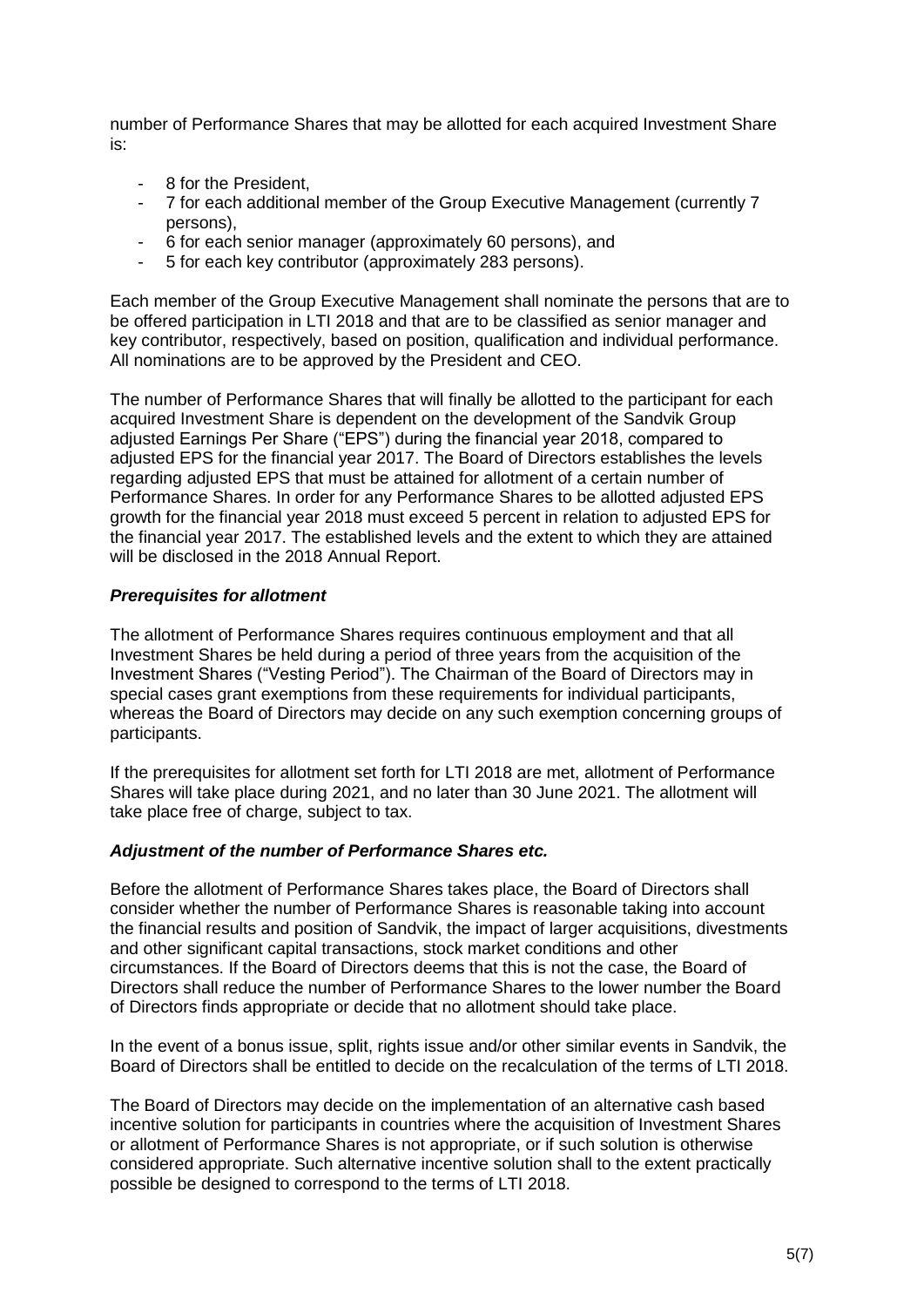number of Performance Shares that may be allotted for each acquired Investment Share is:

- 8 for the President,
- 7 for each additional member of the Group Executive Management (currently 7 persons),
- 6 for each senior manager (approximately 60 persons), and
- 5 for each key contributor (approximately 283 persons).

Each member of the Group Executive Management shall nominate the persons that are to be offered participation in LTI 2018 and that are to be classified as senior manager and key contributor, respectively, based on position, qualification and individual performance. All nominations are to be approved by the President and CEO.

The number of Performance Shares that will finally be allotted to the participant for each acquired Investment Share is dependent on the development of the Sandvik Group adjusted Earnings Per Share ("EPS") during the financial year 2018, compared to adjusted EPS for the financial year 2017. The Board of Directors establishes the levels regarding adjusted EPS that must be attained for allotment of a certain number of Performance Shares. In order for any Performance Shares to be allotted adjusted EPS growth for the financial year 2018 must exceed 5 percent in relation to adjusted EPS for the financial year 2017. The established levels and the extent to which they are attained will be disclosed in the 2018 Annual Report.

***Prerequisites for allotment***

The allotment of Performance Shares requires continuous employment and that all Investment Shares be held during a period of three years from the acquisition of the Investment Shares ("Vesting Period"). The Chairman of the Board of Directors may in special cases grant exemptions from these requirements for individual participants, whereas the Board of Directors may decide on any such exemption concerning groups of participants.

If the prerequisites for allotment set forth for LTI 2018 are met, allotment of Performance Shares will take place during 2021, and no later than 30 June 2021. The allotment will take place free of charge, subject to tax.

***Adjustment of the number of Performance Shares etc.***

Before the allotment of Performance Shares takes place, the Board of Directors shall consider whether the number of Performance Shares is reasonable taking into account the financial results and position of Sandvik, the impact of larger acquisitions, divestments and other significant capital transactions, stock market conditions and other circumstances. If the Board of Directors deems that this is not the case, the Board of Directors shall reduce the number of Performance Shares to the lower number the Board of Directors finds appropriate or decide that no allotment should take place.

In the event of a bonus issue, split, rights issue and/or other similar events in Sandvik, the Board of Directors shall be entitled to decide on the recalculation of the terms of LTI 2018.

The Board of Directors may decide on the implementation of an alternative cash based incentive solution for participants in countries where the acquisition of Investment Shares or allotment of Performance Shares is not appropriate, or if such solution is otherwise considered appropriate. Such alternative incentive solution shall to the extent practically possible be designed to correspond to the terms of LTI 2018.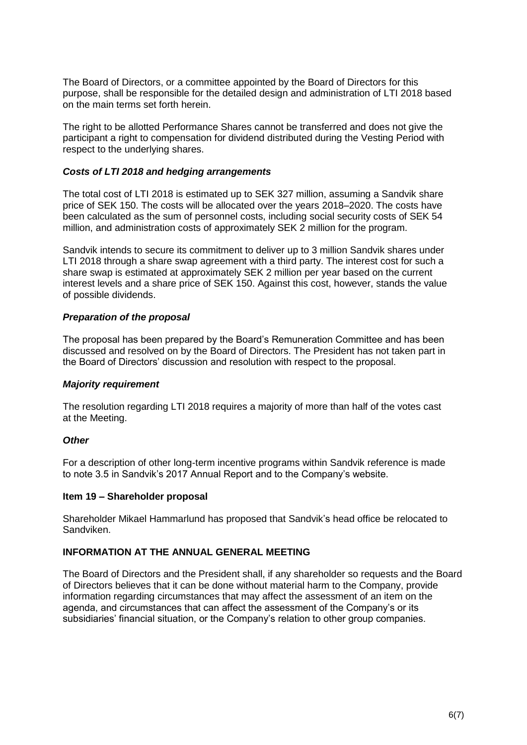The Board of Directors, or a committee appointed by the Board of Directors for this purpose, shall be responsible for the detailed design and administration of LTI 2018 based on the main terms set forth herein.

The right to be allotted Performance Shares cannot be transferred and does not give the participant a right to compensation for dividend distributed during the Vesting Period with respect to the underlying shares.

***Costs of LTI 2018 and hedging arrangements***

The total cost of LTI 2018 is estimated up to SEK 327 million, assuming a Sandvik share price of SEK 150. The costs will be allocated over the years 2018–2020. The costs have been calculated as the sum of personnel costs, including social security costs of SEK 54 million, and administration costs of approximately SEK 2 million for the program.

Sandvik intends to secure its commitment to deliver up to 3 million Sandvik shares under LTI 2018 through a share swap agreement with a third party. The interest cost for such a share swap is estimated at approximately SEK 2 million per year based on the current interest levels and a share price of SEK 150. Against this cost, however, stands the value of possible dividends.

***Preparation of the proposal***

The proposal has been prepared by the Board's Remuneration Committee and has been discussed and resolved on by the Board of Directors. The President has not taken part in the Board of Directors' discussion and resolution with respect to the proposal.

***Majority requirement***

The resolution regarding LTI 2018 requires a majority of more than half of the votes cast at the Meeting.

***Other***

For a description of other long-term incentive programs within Sandvik reference is made to note 3.5 in Sandvik's 2017 Annual Report and to the Company's website.

**Item 19 – Shareholder proposal**

Shareholder Mikael Hammarlund has proposed that Sandvik's head office be relocated to Sandviken.

**INFORMATION AT THE ANNUAL GENERAL MEETING**

The Board of Directors and the President shall, if any shareholder so requests and the Board of Directors believes that it can be done without material harm to the Company, provide information regarding circumstances that may affect the assessment of an item on the agenda, and circumstances that can affect the assessment of the Company's or its subsidiaries' financial situation, or the Company's relation to other group companies.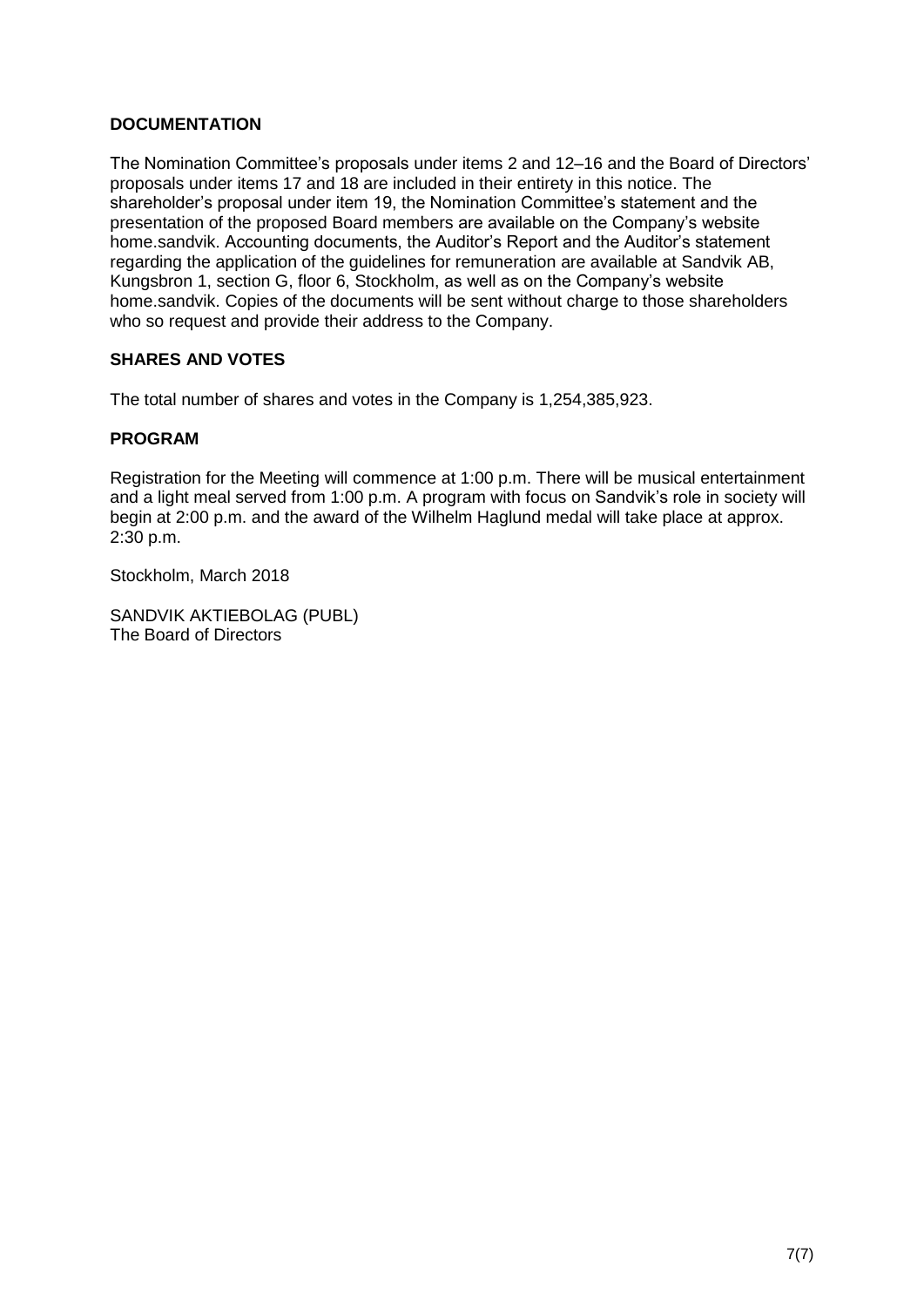## DOCUMENTATION

The Nomination Committee's proposals under items 2 and 12–16 and the Board of Directors' proposals under items 17 and 18 are included in their entirety in this notice. The shareholder's proposal under item 19, the Nomination Committee's statement and the presentation of the proposed Board members are available on the Company's website home.sandvik. Accounting documents, the Auditor's Report and the Auditor's statement regarding the application of the guidelines for remuneration are available at Sandvik AB, Kungsbron 1, section G, floor 6, Stockholm, as well as on the Company's website home.sandvik. Copies of the documents will be sent without charge to those shareholders who so request and provide their address to the Company.

## SHARES AND VOTES

The total number of shares and votes in the Company is 1,254,385,923.

## PROGRAM

Registration for the Meeting will commence at 1:00 p.m. There will be musical entertainment and a light meal served from 1:00 p.m. A program with focus on Sandvik's role in society will begin at 2:00 p.m. and the award of the Wilhelm Haglund medal will take place at approx. 2:30 p.m.

Stockholm, March 2018

SANDVIK AKTIEBOLAG (PUBL)
The Board of Directors